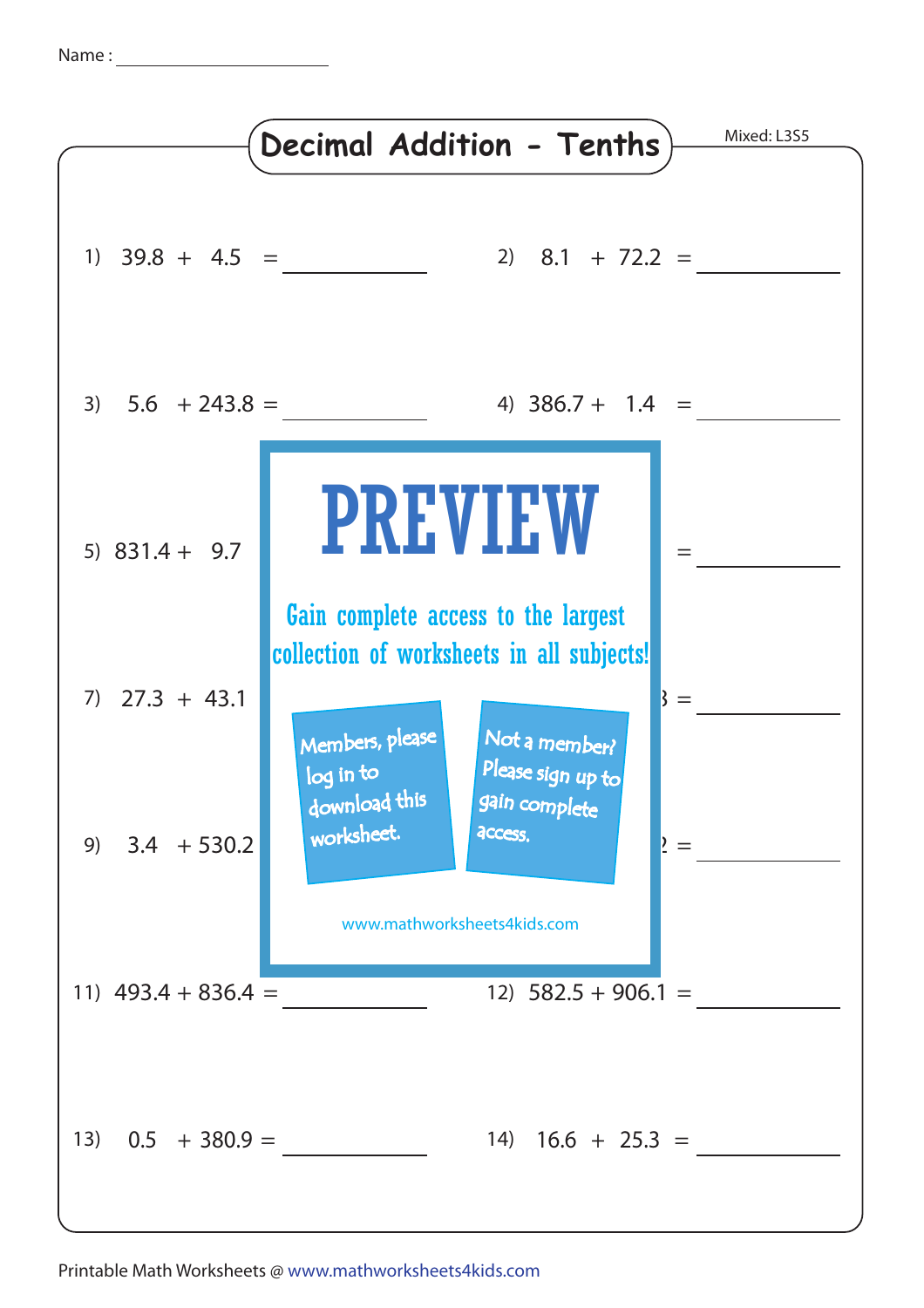Name : ____________________

# Decimal Addition - Tenths

Mixed: L3S5

1) $39.8 + 4.5 =$ __________

2) $8.1 + 72.2 =$ __________

3) $5.6 + 243.8 =$ __________

4) $386.7 + 1.4 =$ __________

5) $831.4 + 9.7$

= __________

7) $27.3 + 43.1$

3 = __________

9) $3.4 + 530.2$

2 = __________

PREVIEW

Gain complete access to the largest collection of worksheets in all subjects!

Members, please log in to download this worksheet.

Not a member? Please sign up to gain complete access.

www.mathworksheets4kids.com

11) $493.4 + 836.4 =$ __________

12) $582.5 + 906.1 =$ __________

13) $0.5 + 380.9 =$ __________

14) $16.6 + 25.3 =$ __________

Printable Math Worksheets @ www.mathworksheets4kids.com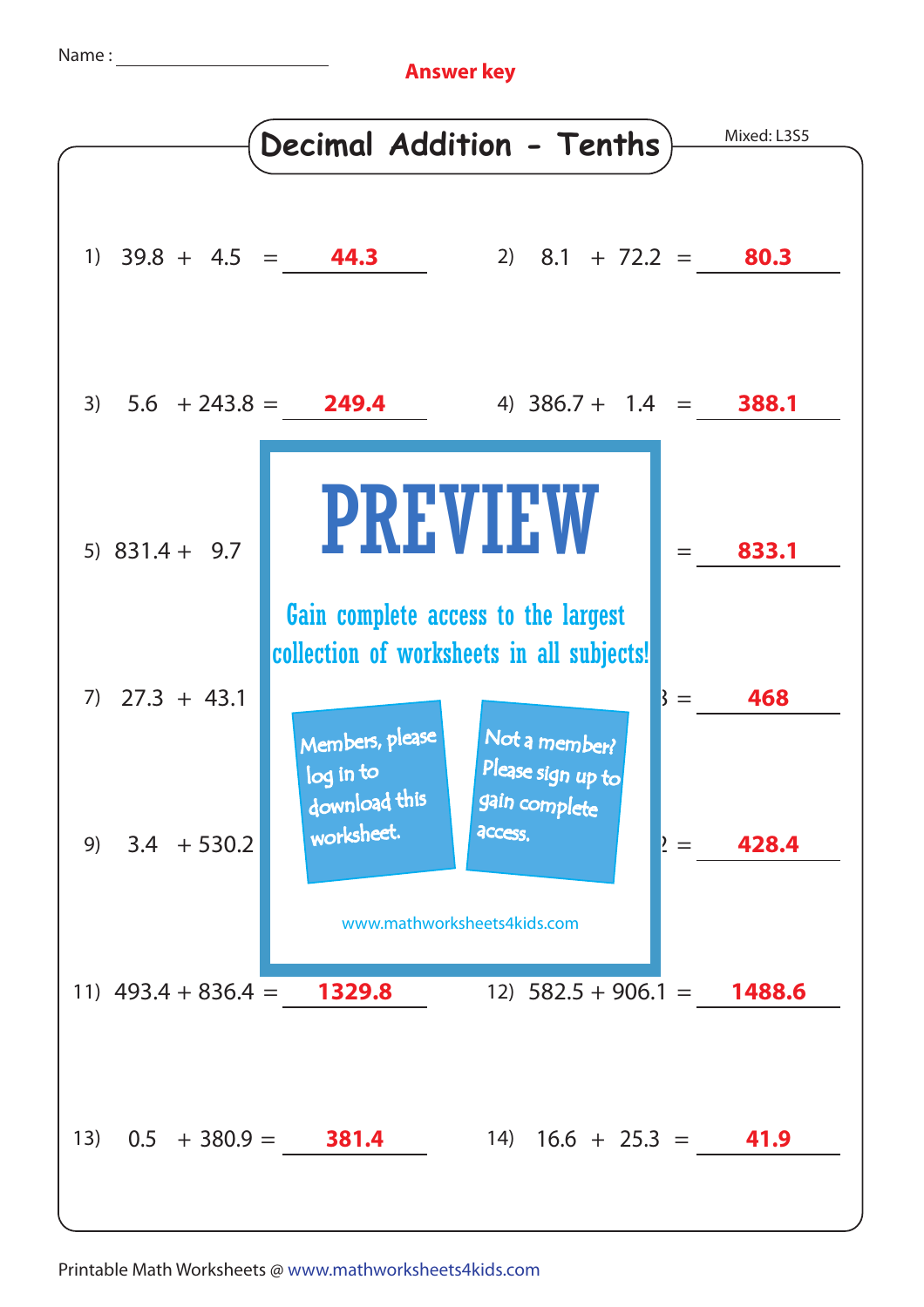Name : ____________________

**Answer key**

# Decimal Addition - Tenths

Mixed: L3S5

1) 39.8 + 4.5 = **44.3**

2) 8.1 + 72.2 = **80.3**

3) 5.6 + 243.8 = **249.4**

4) 386.7 + 1.4 = **388.1**

5) 831.4 + 9.7

= **833.1**

PREVIEW

Gain complete access to the largest collection of worksheets in all subjects!

Members, please log in to download this worksheet.

Not a member? Please sign up to gain complete access.

www.mathworksheets4kids.com

7) 27.3 + 43.1

= **468**

9) 3.4 + 530.2

= **428.4**

11) 493.4 + 836.4 = **1329.8**

12) 582.5 + 906.1 = **1488.6**

13) 0.5 + 380.9 = **381.4**

14) 16.6 + 25.3 = **41.9**

Printable Math Worksheets @ www.mathworksheets4kids.com